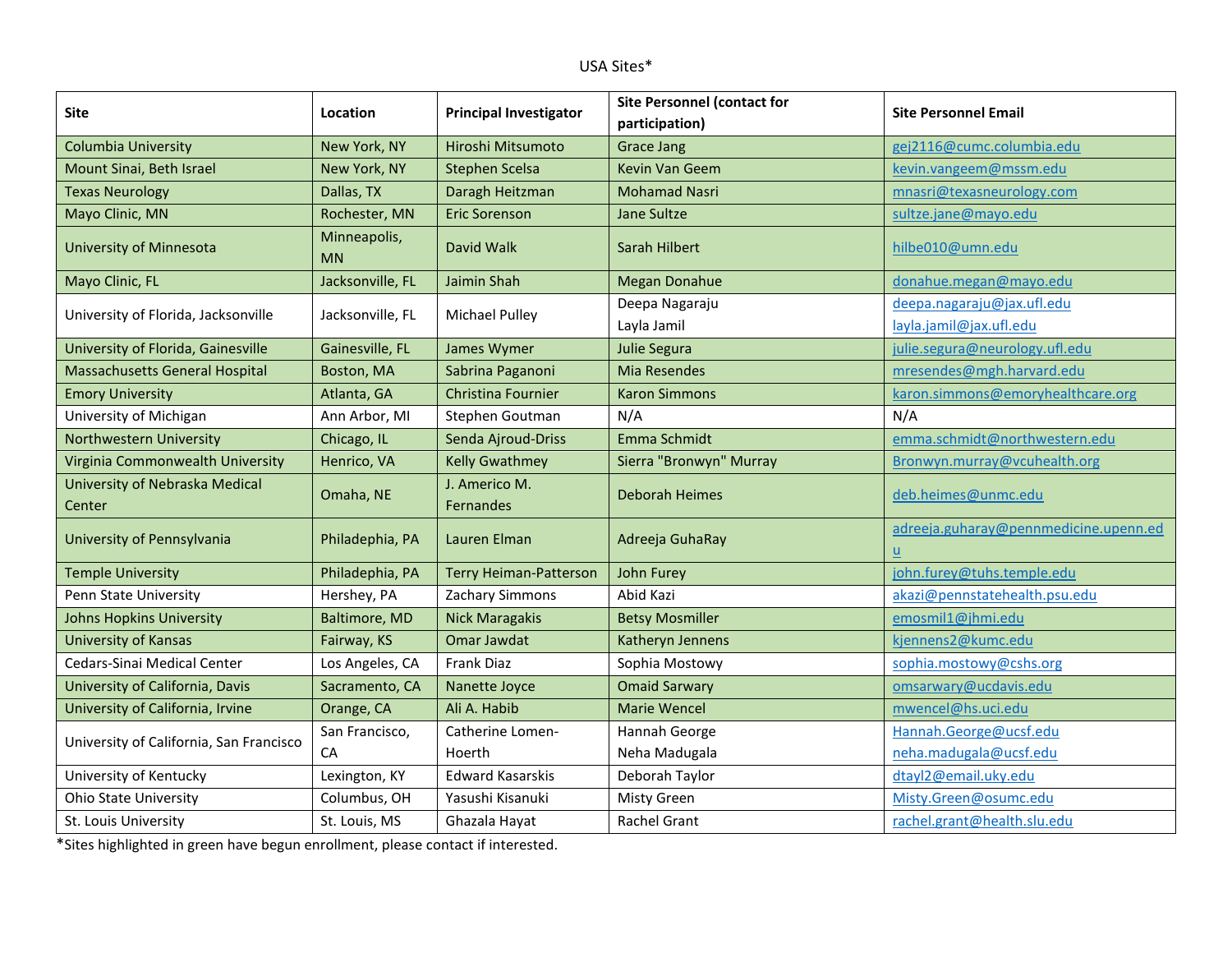USA Sites*

| Site | Location | Principal Investigator | Site Personnel (contact for participation) | Site Personnel Email |
|---|---|---|---|---|
| Columbia University | New York, NY | Hiroshi Mitsumoto | Grace Jang | gej2116@cumc.columbia.edu |
| Mount Sinai, Beth Israel | New York, NY | Stephen Scelsa | Kevin Van Geem | kevin.vangeem@mssm.edu |
| Texas Neurology | Dallas, TX | Daragh Heitzman | Mohamad Nasri | mnasri@texasneurology.com |
| Mayo Clinic, MN | Rochester, MN | Eric Sorenson | Jane Sultze | sultze.jane@mayo.edu |
| University of Minnesota | Minneapolis, MN | David Walk | Sarah Hilbert | hilbe010@umn.edu |
| Mayo Clinic, FL | Jacksonville, FL | Jaimin Shah | Megan Donahue | donahue.megan@mayo.edu |
| University of Florida, Jacksonville | Jacksonville, FL | Michael Pulley | Deepa Nagaraju<br>Layla Jamil | deepa.nagaraju@jax.ufl.edu<br>layla.jamil@jax.ufl.edu |
| University of Florida, Gainesville | Gainesville, FL | James Wymer | Julie Segura | julie.segura@neurology.ufl.edu |
| Massachusetts General Hospital | Boston, MA | Sabrina Paganoni | Mia Resendes | mresendes@mgh.harvard.edu |
| Emory University | Atlanta, GA | Christina Fournier | Karon Simmons | karon.simmons@emoryhealthcare.org |
| University of Michigan | Ann Arbor, MI | Stephen Goutman | N/A | N/A |
| Northwestern University | Chicago, IL | Senda Ajroud-Driss | Emma Schmidt | emma.schmidt@northwestern.edu |
| Virginia Commonwealth University | Henrico, VA | Kelly Gwathmey | Sierra "Bronwyn" Murray | Bronwyn.murray@vcuhealth.org |
| University of Nebraska Medical Center | Omaha, NE | J. Americo M. Fernandes | Deborah Heimes | deb.heimes@unmc.edu |
| University of Pennsylvania | Philadelphia, PA | Lauren Elman | Adreeja GuhaRay | adreeja.guharay@pennmedicine.upenn.edu |
| Temple University | Philadelphia, PA | Terry Heiman-Patterson | John Furey | john.furey@tuhs.temple.edu |
| Penn State University | Hershey, PA | Zachary Simmons | Abid Kazi | akazi@pennstatehealth.psu.edu |
| Johns Hopkins University | Baltimore, MD | Nick Maragakis | Betsy Mosmiller | emosmil1@jhmi.edu |
| University of Kansas | Fairway, KS | Omar Jawdat | Katheryn Jennens | kjennens2@kumc.edu |
| Cedars-Sinai Medical Center | Los Angeles, CA | Frank Diaz | Sophia Mostowy | sophia.mostowy@cshs.org |
| University of California, Davis | Sacramento, CA | Nanette Joyce | Omaid Sarwary | omsarwary@ucdavis.edu |
| University of California, Irvine | Orange, CA | Ali A. Habib | Marie Wencel | mwencel@hs.uci.edu |
| University of California, San Francisco | San Francisco, CA | Catherine Lomen-Hoerth | Hannah George<br>Neha Madugala | Hannah.George@ucsf.edu<br>neha.madugala@ucsf.edu |
| University of Kentucky | Lexington, KY | Edward Kasarskis | Deborah Taylor | dtayl2@email.uky.edu |
| Ohio State University | Columbus, OH | Yasushi Kisanuki | Misty Green | Misty.Green@osumc.edu |
| St. Louis University | St. Louis, MS | Ghazala Hayat | Rachel Grant | rachel.grant@health.slu.edu |

*Sites highlighted in green have begun enrollment, please contact if interested.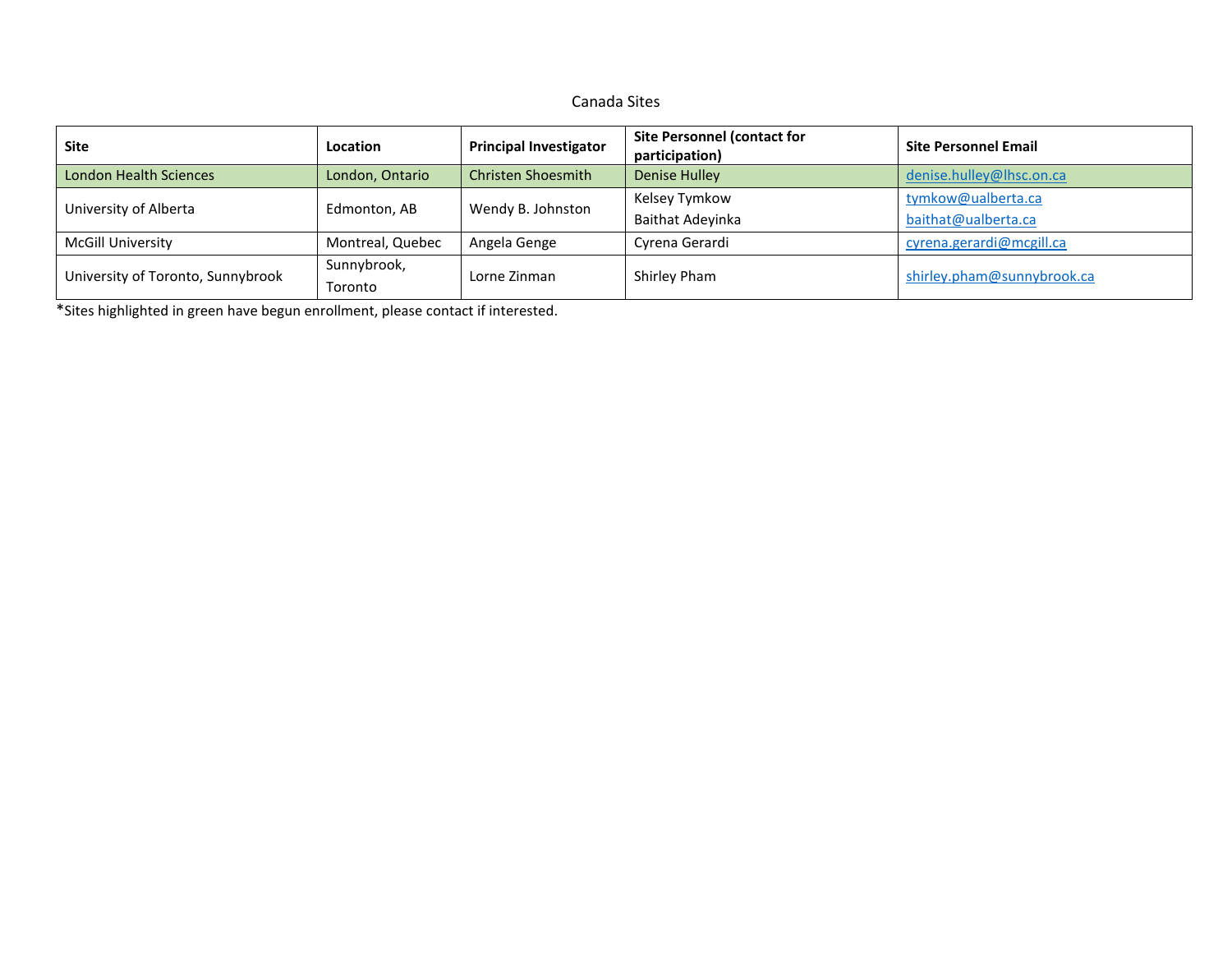Canada Sites

| Site | Location | Principal Investigator | Site Personnel (contact for participation) | Site Personnel Email |
| --- | --- | --- | --- | --- |
| London Health Sciences | London, Ontario | Christen Shoesmith | Denise Hulley | denise.hulley@lhsc.on.ca |
| University of Alberta | Edmonton, AB | Wendy B. Johnston | Kelsey Tymkow<br>Baithat Adeyinka | tymkow@ualberta.ca<br>baithat@ualberta.ca |
| McGill University | Montreal, Quebec | Angela Genge | Cyrena Gerardi | cyrena.gerardi@mcgill.ca |
| University of Toronto, Sunnybrook | Sunnybrook, Toronto | Lorne Zinman | Shirley Pham | shirley.pham@sunnybrook.ca |

*Sites highlighted in green have begun enrollment, please contact if interested.